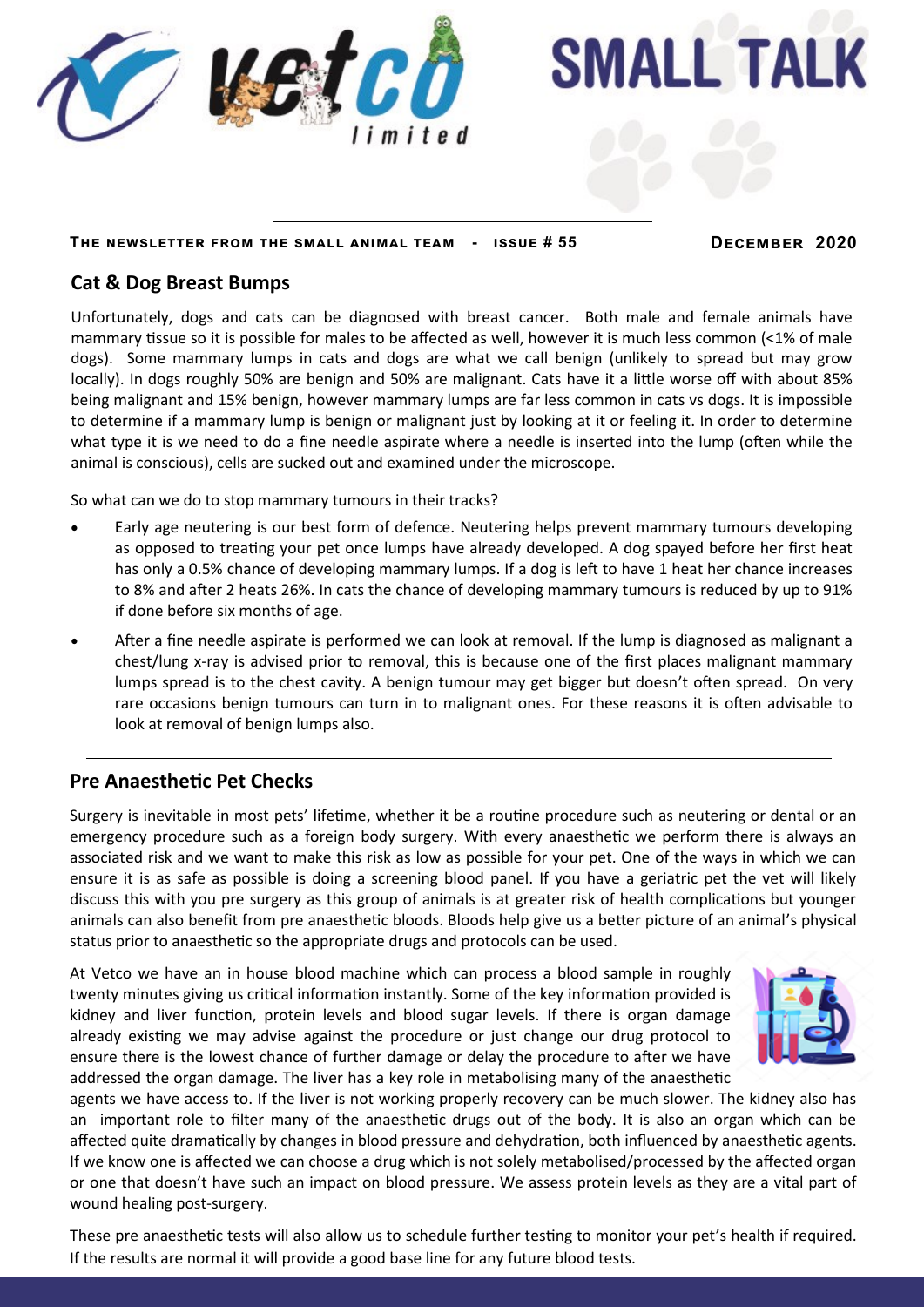# SMALL TALK

**The newsletter from the small animal team - Issue # 55** **December 2020**

## Cat & Dog Breast Bumps

Unfortunately, dogs and cats can be diagnosed with breast cancer. Both male and female animals have mammary tissue so it is possible for males to be affected as well, however it is much less common (<1% of male dogs). Some mammary lumps in cats and dogs are what we call benign (unlikely to spread but may grow locally). In dogs roughly 50% are benign and 50% are malignant. Cats have it a little worse off with about 85% being malignant and 15% benign, however mammary lumps are far less common in cats vs dogs. It is impossible to determine if a mammary lump is benign or malignant just by looking at it or feeling it. In order to determine what type it is we need to do a fine needle aspirate where a needle is inserted into the lump (often while the animal is conscious), cells are sucked out and examined under the microscope.

So what can we do to stop mammary tumours in their tracks?

- Early age neutering is our best form of defence. Neutering helps prevent mammary tumours developing as opposed to treating your pet once lumps have already developed. A dog spayed before her first heat has only a 0.5% chance of developing mammary lumps. If a dog is left to have 1 heat her chance increases to 8% and after 2 heats 26%. In cats the chance of developing mammary tumours is reduced by up to 91% if done before six months of age.
- After a fine needle aspirate is performed we can look at removal. If the lump is diagnosed as malignant a chest/lung x-ray is advised prior to removal, this is because one of the first places malignant mammary lumps spread is to the chest cavity. A benign tumour may get bigger but doesn't often spread. On very rare occasions benign tumours can turn in to malignant ones. For these reasons it is often advisable to look at removal of benign lumps also.

## Pre Anaesthetic Pet Checks

Surgery is inevitable in most pets' lifetime, whether it be a routine procedure such as neutering or dental or an emergency procedure such as a foreign body surgery. With every anaesthetic we perform there is always an associated risk and we want to make this risk as low as possible for your pet. One of the ways in which we can ensure it is as safe as possible is doing a screening blood panel. If you have a geriatric pet the vet will likely discuss this with you pre surgery as this group of animals is at greater risk of health complications but younger animals can also benefit from pre anaesthetic bloods. Bloods help give us a better picture of an animal's physical status prior to anaesthetic so the appropriate drugs and protocols can be used.

At Vetco we have an in house blood machine which can process a blood sample in roughly twenty minutes giving us critical information instantly. Some of the key information provided is kidney and liver function, protein levels and blood sugar levels. If there is organ damage already existing we may advise against the procedure or just change our drug protocol to ensure there is the lowest chance of further damage or delay the procedure to after we have addressed the organ damage. The liver has a key role in metabolising many of the anaesthetic agents we have access to. If the liver is not working properly recovery can be much slower. The kidney also has an important role to filter many of the anaesthetic drugs out of the body. It is also an organ which can be affected quite dramatically by changes in blood pressure and dehydration, both influenced by anaesthetic agents. If we know one is affected we can choose a drug which is not solely metabolised/processed by the affected organ or one that doesn't have such an impact on blood pressure. We assess protein levels as they are a vital part of wound healing post-surgery.

These pre anaesthetic tests will also allow us to schedule further testing to monitor your pet's health if required. If the results are normal it will provide a good base line for any future blood tests.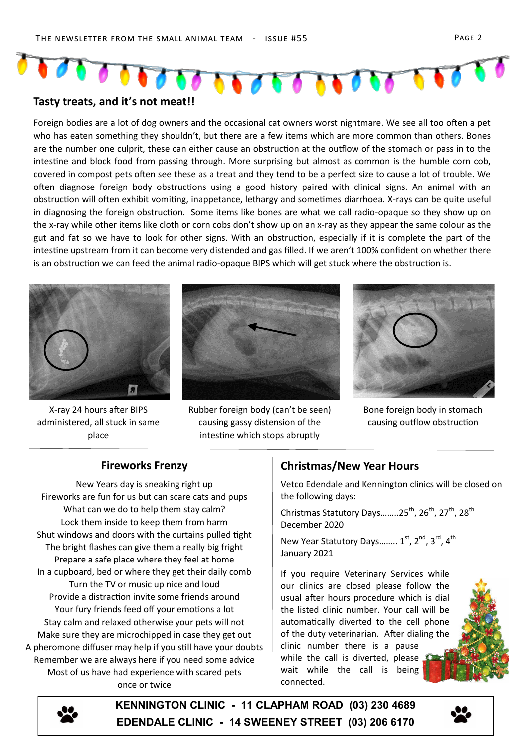## Tasty treats, and it's not meat!!

Foreign bodies are a lot of dog owners and the occasional cat owners worst nightmare. We see all too often a pet who has eaten something they shouldn't, but there are a few items which are more common than others. Bones are the number one culprit, these can either cause an obstruction at the outflow of the stomach or pass in to the intestine and block food from passing through. More surprising but almost as common is the humble corn cob, covered in compost pets often see these as a treat and they tend to be a perfect size to cause a lot of trouble. We often diagnose foreign body obstructions using a good history paired with clinical signs. An animal with an obstruction will often exhibit vomiting, inappetance, lethargy and sometimes diarrhoea. X-rays can be quite useful in diagnosing the foreign obstruction. Some items like bones are what we call radio-opaque so they show up on the x-ray while other items like cloth or corn cobs don't show up on an x-ray as they appear the same colour as the gut and fat so we have to look for other signs. With an obstruction, especially if it is complete the part of the intestine upstream from it can become very distended and gas filled. If we aren't 100% confident on whether there is an obstruction we can feed the animal radio-opaque BIPS which will get stuck where the obstruction is.

X-ray 24 hours after BIPS administered, all stuck in same place

Rubber foreign body (can't be seen) causing gassy distension of the intestine which stops abruptly

Bone foreign body in stomach causing outflow obstruction

## Fireworks Frenzy

New Years day is sneaking right up
Fireworks are fun for us but can scare cats and pups
What can we do to help them stay calm?
Lock them inside to keep them from harm
Shut windows and doors with the curtains pulled tight
The bright flashes can give them a really big fright
Prepare a safe place where they feel at home
In a cupboard, bed or where they get their daily comb
Turn the TV or music up nice and loud
Provide a distraction invite some friends around
Your fury friends feed off your emotions a lot
Stay calm and relaxed otherwise your pets will not
Make sure they are microchipped in case they get out
A pheromone diffuser may help if you still have your doubts
Remember we are always here if you need some advice
Most of us have had experience with scared pets
once or twice

## Christmas/New Year Hours

Vetco Edendale and Kennington clinics will be closed on the following days:

Christmas Statutory Days........25th, 26th, 27th, 28th December 2020

New Year Statutory Days........ 1st, 2nd, 3rd, 4th January 2021

If you require Veterinary Services while our clinics are closed please follow the usual after hours procedure which is dial the listed clinic number. Your call will be automatically diverted to the cell phone of the duty veterinarian. After dialing the clinic number there is a pause while the call is diverted, please wait while the call is being connected.

**KENNINGTON CLINIC - 11 CLAPHAM ROAD (03) 230 4689**
**EDENDALE CLINIC - 14 SWEENEY STREET (03) 206 6170**